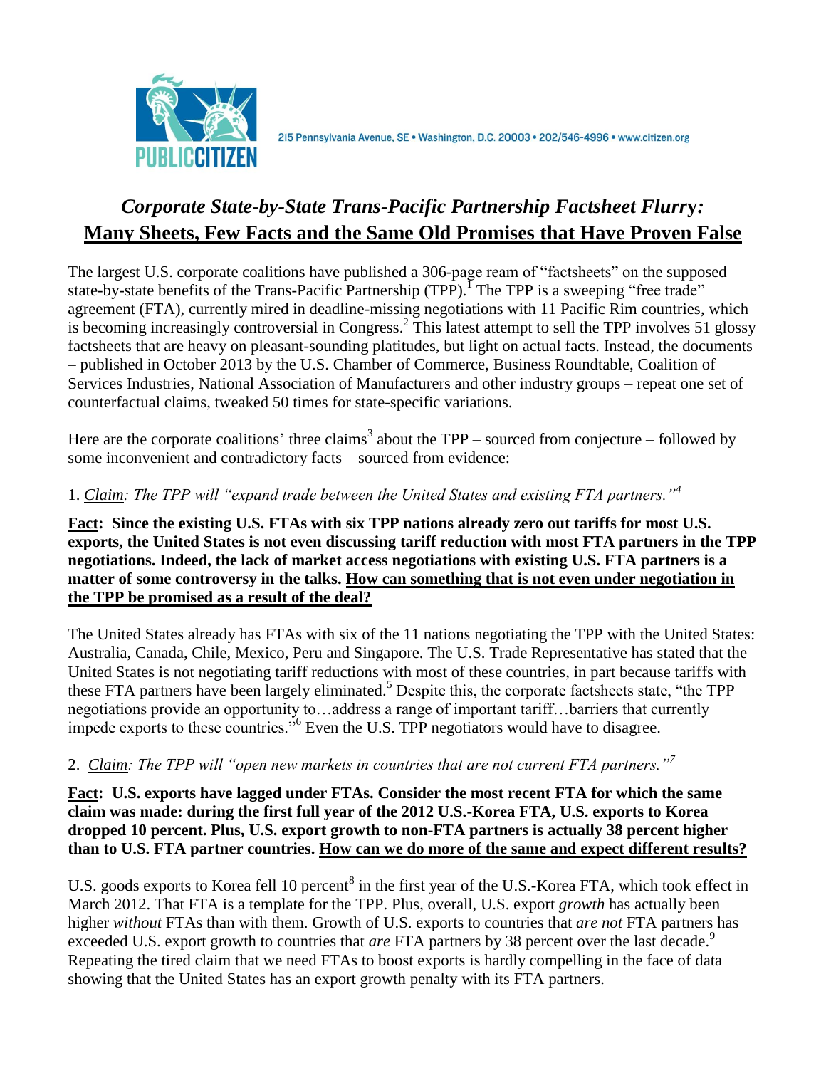215 Pennsylvania Avenue, SE • Washington, D.C. 20003 • 202/546-4996 • www.citizen.org

# *Corporate State-by-State Trans-Pacific Partnership Factsheet Flurry:* Many Sheets, Few Facts and the Same Old Promises that Have Proven False

The largest U.S. corporate coalitions have published a 306-page ream of "factsheets" on the supposed state-by-state benefits of the Trans-Pacific Partnership (TPP).[1] The TPP is a sweeping "free trade" agreement (FTA), currently mired in deadline-missing negotiations with 11 Pacific Rim countries, which is becoming increasingly controversial in Congress.[2] This latest attempt to sell the TPP involves 51 glossy factsheets that are heavy on pleasant-sounding platitudes, but light on actual facts. Instead, the documents – published in October 2013 by the U.S. Chamber of Commerce, Business Roundtable, Coalition of Services Industries, National Association of Manufacturers and other industry groups – repeat one set of counterfactual claims, tweaked 50 times for state-specific variations.

Here are the corporate coalitions' three claims[3] about the TPP – sourced from conjecture – followed by some inconvenient and contradictory facts – sourced from evidence:

1. *Claim: The TPP will "expand trade between the United States and existing FTA partners."[4]*

**Fact: Since the existing U.S. FTAs with six TPP nations already zero out tariffs for most U.S. exports, the United States is not even discussing tariff reduction with most FTA partners in the TPP negotiations. Indeed, the lack of market access negotiations with existing U.S. FTA partners is a matter of some controversy in the talks. How can something that is not even under negotiation in the TPP be promised as a result of the deal?**

The United States already has FTAs with six of the 11 nations negotiating the TPP with the United States: Australia, Canada, Chile, Mexico, Peru and Singapore. The U.S. Trade Representative has stated that the United States is not negotiating tariff reductions with most of these countries, in part because tariffs with these FTA partners have been largely eliminated.[5] Despite this, the corporate factsheets state, "the TPP negotiations provide an opportunity to…address a range of important tariff…barriers that currently impede exports to these countries."[6] Even the U.S. TPP negotiators would have to disagree.

2. *Claim: The TPP will "open new markets in countries that are not current FTA partners."[7]*

**Fact: U.S. exports have lagged under FTAs. Consider the most recent FTA for which the same claim was made: during the first full year of the 2012 U.S.-Korea FTA, U.S. exports to Korea dropped 10 percent. Plus, U.S. export growth to non-FTA partners is actually 38 percent higher than to U.S. FTA partner countries. How can we do more of the same and expect different results?**

U.S. goods exports to Korea fell 10 percent[8] in the first year of the U.S.-Korea FTA, which took effect in March 2012. That FTA is a template for the TPP. Plus, overall, U.S. export *growth* has actually been higher *without* FTAs than with them. Growth of U.S. exports to countries that *are not* FTA partners has exceeded U.S. export growth to countries that *are* FTA partners by 38 percent over the last decade.[9] Repeating the tired claim that we need FTAs to boost exports is hardly compelling in the face of data showing that the United States has an export growth penalty with its FTA partners.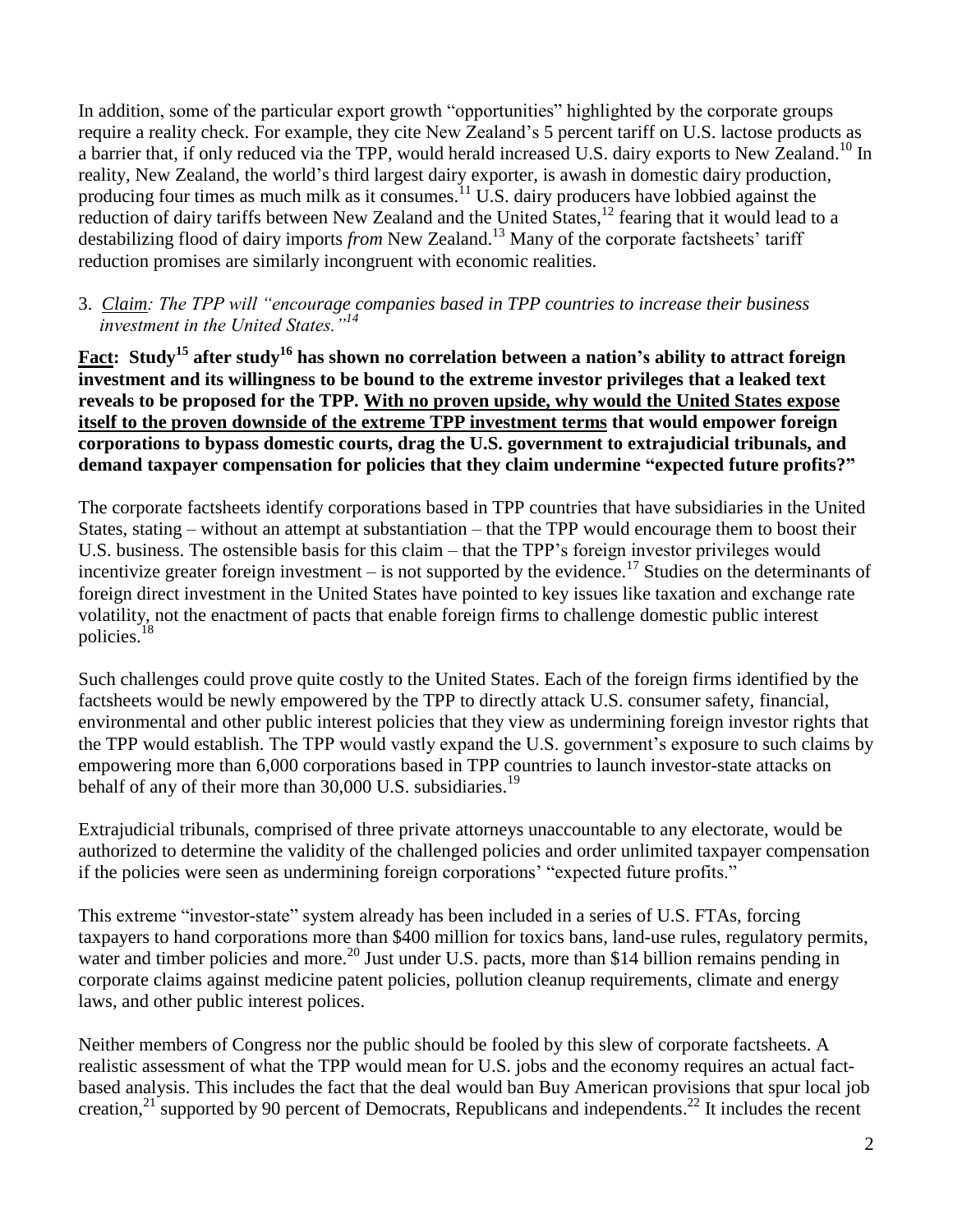In addition, some of the particular export growth "opportunities" highlighted by the corporate groups require a reality check. For example, they cite New Zealand's 5 percent tariff on U.S. lactose products as a barrier that, if only reduced via the TPP, would herald increased U.S. dairy exports to New Zealand.[10] In reality, New Zealand, the world's third largest dairy exporter, is awash in domestic dairy production, producing four times as much milk as it consumes.[11] U.S. dairy producers have lobbied against the reduction of dairy tariffs between New Zealand and the United States,[12] fearing that it would lead to a destabilizing flood of dairy imports *from* New Zealand.[13] Many of the corporate factsheets' tariff reduction promises are similarly incongruent with economic realities.

3. *Claim: The TPP will "encourage companies based in TPP countries to increase their business investment in the United States."*[14]

**Fact: Study[15] after study[16] has shown no correlation between a nation's ability to attract foreign investment and its willingness to be bound to the extreme investor privileges that a leaked text reveals to be proposed for the TPP. With no proven upside, why would the United States expose itself to the proven downside of the extreme TPP investment terms that would empower foreign corporations to bypass domestic courts, drag the U.S. government to extrajudicial tribunals, and demand taxpayer compensation for policies that they claim undermine "expected future profits?"**

The corporate factsheets identify corporations based in TPP countries that have subsidiaries in the United States, stating – without an attempt at substantiation – that the TPP would encourage them to boost their U.S. business. The ostensible basis for this claim – that the TPP's foreign investor privileges would incentivize greater foreign investment – is not supported by the evidence.[17] Studies on the determinants of foreign direct investment in the United States have pointed to key issues like taxation and exchange rate volatility, not the enactment of pacts that enable foreign firms to challenge domestic public interest policies.[18]

Such challenges could prove quite costly to the United States. Each of the foreign firms identified by the factsheets would be newly empowered by the TPP to directly attack U.S. consumer safety, financial, environmental and other public interest policies that they view as undermining foreign investor rights that the TPP would establish. The TPP would vastly expand the U.S. government's exposure to such claims by empowering more than 6,000 corporations based in TPP countries to launch investor-state attacks on behalf of any of their more than 30,000 U.S. subsidiaries.[19]

Extrajudicial tribunals, comprised of three private attorneys unaccountable to any electorate, would be authorized to determine the validity of the challenged policies and order unlimited taxpayer compensation if the policies were seen as undermining foreign corporations' "expected future profits."

This extreme "investor-state" system already has been included in a series of U.S. FTAs, forcing taxpayers to hand corporations more than $400 million for toxics bans, land-use rules, regulatory permits, water and timber policies and more.[20] Just under U.S. pacts, more than $14 billion remains pending in corporate claims against medicine patent policies, pollution cleanup requirements, climate and energy laws, and other public interest polices.

Neither members of Congress nor the public should be fooled by this slew of corporate factsheets. A realistic assessment of what the TPP would mean for U.S. jobs and the economy requires an actual fact-based analysis. This includes the fact that the deal would ban Buy American provisions that spur local job creation,[21] supported by 90 percent of Democrats, Republicans and independents.[22] It includes the recent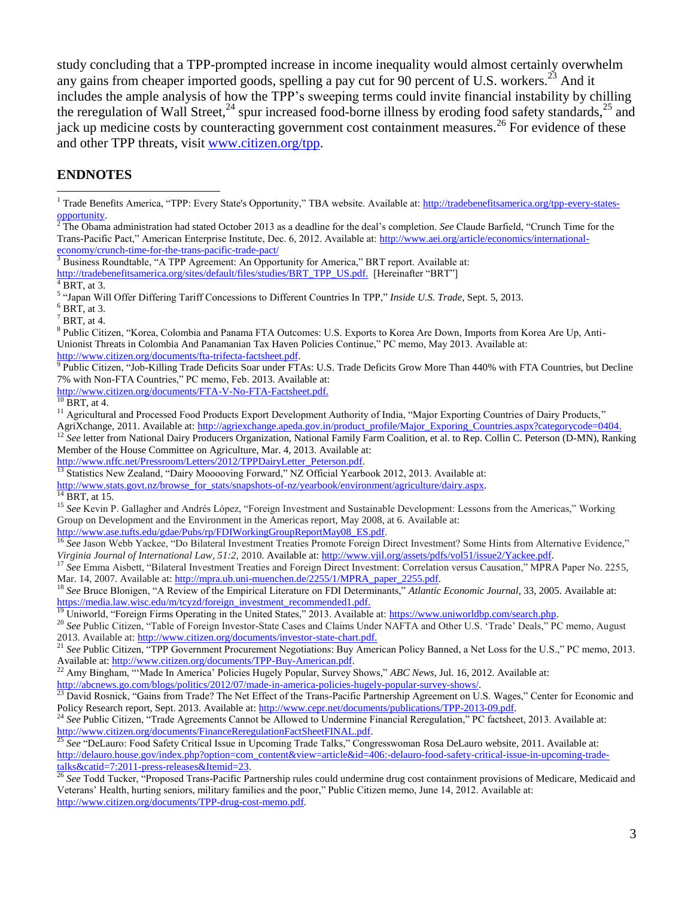study concluding that a TPP-prompted increase in income inequality would almost certainly overwhelm any gains from cheaper imported goods, spelling a pay cut for 90 percent of U.S. workers.[23] And it includes the ample analysis of how the TPP's sweeping terms could invite financial instability by chilling the reregulation of Wall Street,[24] spur increased food-borne illness by eroding food safety standards,[25] and jack up medicine costs by counteracting government cost containment measures.[26] For evidence of these and other TPP threats, visit www.citizen.org/tpp.

## ENDNOTES

[1] Trade Benefits America, "TPP: Every State's Opportunity," TBA website. Available at: http://tradebenefitsamerica.org/tpp-every-states-opportunity.

[2] The Obama administration had stated October 2013 as a deadline for the deal's completion. *See* Claude Barfield, "Crunch Time for the Trans-Pacific Pact," American Enterprise Institute, Dec. 6, 2012. Available at: http://www.aei.org/article/economics/international-economy/crunch-time-for-the-trans-pacific-trade-pact/

[3] Business Roundtable, "A TPP Agreement: An Opportunity for America," BRT report. Available at: http://tradebenefitsamerica.org/sites/default/files/studies/BRT_TPP_US.pdf. [Hereinafter "BRT"]

[4] BRT, at 3.

[5] "Japan Will Offer Differing Tariff Concessions to Different Countries In TPP," *Inside U.S. Trade*, Sept. 5, 2013.

[6] BRT, at 3.

[7] BRT, at 4.

[8] Public Citizen, "Korea, Colombia and Panama FTA Outcomes: U.S. Exports to Korea Are Down, Imports from Korea Are Up, Anti-Unionist Threats in Colombia And Panamanian Tax Haven Policies Continue," PC memo, May 2013. Available at: http://www.citizen.org/documents/fta-trifecta-factsheet.pdf.

[9] Public Citizen, "Job-Killing Trade Deficits Soar under FTAs: U.S. Trade Deficits Grow More Than 440% with FTA Countries, but Decline 7% with Non-FTA Countries," PC memo, Feb. 2013. Available at: http://www.citizen.org/documents/FTA-V-No-FTA-Factsheet.pdf.

[10] BRT, at 4.

[11] Agricultural and Processed Food Products Export Development Authority of India, "Major Exporting Countries of Dairy Products," AgriXchange, 2011. Available at: http://agriexchange.apeda.gov.in/product_profile/Major_Exporing_Countries.aspx?categorycode=0404.

[12] *See* letter from National Dairy Producers Organization, National Family Farm Coalition, et al. to Rep. Collin C. Peterson (D-MN), Ranking Member of the House Committee on Agriculture, Mar. 4, 2013. Available at: http://www.nffc.net/Pressroom/Letters/2012/TPPDairyLetter_Peterson.pdf.

[13] Statistics New Zealand, "Dairy Mooooving Forward," NZ Official Yearbook 2012, 2013. Available at: http://www.stats.govt.nz/browse_for_stats/snapshots-of-nz/yearbook/environment/agriculture/dairy.aspx.

[14] BRT, at 15.

[15] *See* Kevin P. Gallagher and Andrés López, "Foreign Investment and Sustainable Development: Lessons from the Americas," Working Group on Development and the Environment in the Americas report, May 2008, at 6. Available at: http://www.ase.tufts.edu/gdae/Pubs/rp/FDIWorkingGroupReportMay08_ES.pdf.

[16] *See* Jason Webb Yackee, "Do Bilateral Investment Treaties Promote Foreign Direct Investment? Some Hints from Alternative Evidence," *Virginia Journal of International Law, 51:2,* 2010. Available at: http://www.vjil.org/assets/pdfs/vol51/issue2/Yackee.pdf.

[17] *See* Emma Aisbett, "Bilateral Investment Treaties and Foreign Direct Investment: Correlation versus Causation," MPRA Paper No. 2255, Mar. 14, 2007. Available at: http://mpra.ub.uni-muenchen.de/2255/1/MPRA_paper_2255.pdf.

[18] *See* Bruce Blonigen, "A Review of the Empirical Literature on FDI Determinants," *Atlantic Economic Journal*, 33, 2005. Available at: https://media.law.wisc.edu/m/tcyzd/foreign_investment_recommended1.pdf.

[19] Uniworld, "Foreign Firms Operating in the United States," 2013. Available at: https://www.uniworldbp.com/search.php.

[20] *See* Public Citizen, "Table of Foreign Investor-State Cases and Claims Under NAFTA and Other U.S. 'Trade' Deals," PC memo, August 2013. Available at: http://www.citizen.org/documents/investor-state-chart.pdf.

[21] *See* Public Citizen, "TPP Government Procurement Negotiations: Buy American Policy Banned, a Net Loss for the U.S.," PC memo, 2013. Available at: http://www.citizen.org/documents/TPP-Buy-American.pdf.

[22] Amy Bingham, "'Made In America' Policies Hugely Popular, Survey Shows," *ABC News*, Jul. 16, 2012. Available at: http://abcnews.go.com/blogs/politics/2012/07/made-in-america-policies-hugely-popular-survey-shows/.

[23] David Rosnick, "Gains from Trade? The Net Effect of the Trans-Pacific Partnership Agreement on U.S. Wages," Center for Economic and Policy Research report, Sept. 2013. Available at: http://www.cepr.net/documents/publications/TPP-2013-09.pdf.

[24] *See* Public Citizen, "Trade Agreements Cannot be Allowed to Undermine Financial Reregulation," PC factsheet, 2013. Available at: http://www.citizen.org/documents/FinanceReregulationFactSheetFINAL.pdf.

[25] *See* "DeLauro: Food Safety Critical Issue in Upcoming Trade Talks," Congresswoman Rosa DeLauro website, 2011. Available at: http://delauro.house.gov/index.php?option=com_content&view=article&id=406:-delauro-food-safety-critical-issue-in-upcoming-trade-talks&catid=7:2011-press-releases&Itemid=23.

[26] *See* Todd Tucker, "Proposed Trans-Pacific Partnership rules could undermine drug cost containment provisions of Medicare, Medicaid and Veterans' Health, hurting seniors, military families and the poor," Public Citizen memo, June 14, 2012. Available at: http://www.citizen.org/documents/TPP-drug-cost-memo.pdf.